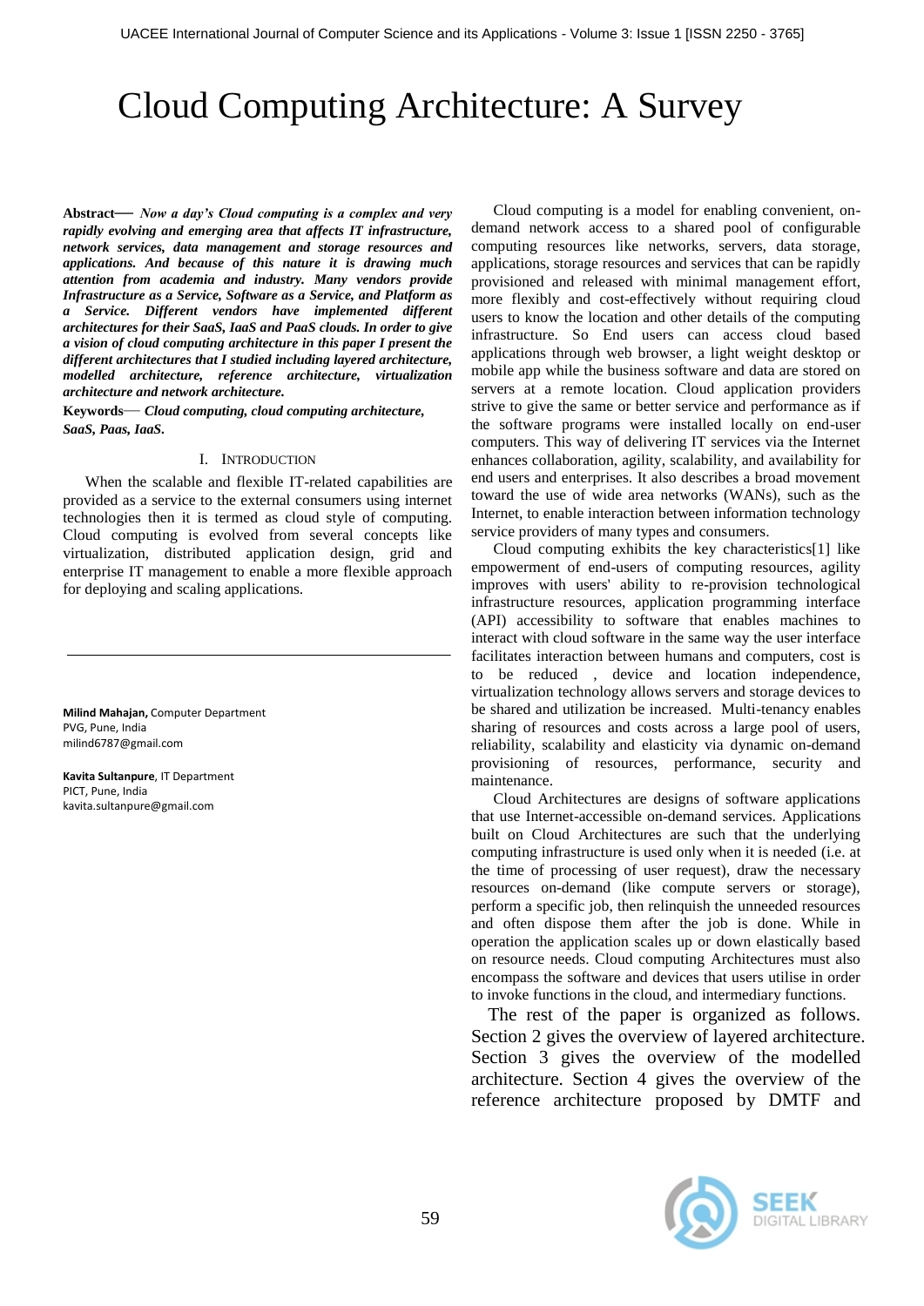# Cloud Computing Architecture: A Survey

**Abstract**— ***Now a day's Cloud computing is a complex and very rapidly evolving and emerging area that affects IT infrastructure, network services, data management and storage resources and applications. And because of this nature it is drawing much attention from academia and industry. Many vendors provide Infrastructure as a Service, Software as a Service, and Platform as a Service. Different vendors have implemented different architectures for their SaaS, IaaS and PaaS clouds. In order to give a vision of cloud computing architecture in this paper I present the different architectures that I studied including layered architecture, modelled architecture, reference architecture, virtualization architecture and network architecture.***

**Keywords**— ***Cloud computing, cloud computing architecture, SaaS, Paas, IaaS.***

## I. Introduction

When the scalable and flexible IT-related capabilities are provided as a service to the external consumers using internet technologies then it is termed as cloud style of computing. Cloud computing is evolved from several concepts like virtualization, distributed application design, grid and enterprise IT management to enable a more flexible approach for deploying and scaling applications.

**Milind Mahajan,** Computer Department
PVG, Pune, India
milind6787@gmail.com

**Kavita Sultanpure**, IT Department
PICT, Pune, India
kavita.sultanpure@gmail.com

Cloud computing is a model for enabling convenient, on-demand network access to a shared pool of configurable computing resources like networks, servers, data storage, applications, storage resources and services that can be rapidly provisioned and released with minimal management effort, more flexibly and cost-effectively without requiring cloud users to know the location and other details of the computing infrastructure. So End users can access cloud based applications through web browser, a light weight desktop or mobile app while the business software and data are stored on servers at a remote location. Cloud application providers strive to give the same or better service and performance as if the software programs were installed locally on end-user computers. This way of delivering IT services via the Internet enhances collaboration, agility, scalability, and availability for end users and enterprises. It also describes a broad movement toward the use of wide area networks (WANs), such as the Internet, to enable interaction between information technology service providers of many types and consumers.

Cloud computing exhibits the key characteristics[1] like empowerment of end-users of computing resources, agility improves with users' ability to re-provision technological infrastructure resources, application programming interface (API) accessibility to software that enables machines to interact with cloud software in the same way the user interface facilitates interaction between humans and computers, cost is to be reduced , device and location independence, virtualization technology allows servers and storage devices to be shared and utilization be increased. Multi-tenancy enables sharing of resources and costs across a large pool of users, reliability, scalability and elasticity via dynamic on-demand provisioning of resources, performance, security and maintenance.

Cloud Architectures are designs of software applications that use Internet-accessible on-demand services. Applications built on Cloud Architectures are such that the underlying computing infrastructure is used only when it is needed (i.e. at the time of processing of user request), draw the necessary resources on-demand (like compute servers or storage), perform a specific job, then relinquish the unneeded resources and often dispose them after the job is done. While in operation the application scales up or down elastically based on resource needs. Cloud computing Architectures must also encompass the software and devices that users utilise in order to invoke functions in the cloud, and intermediary functions.

The rest of the paper is organized as follows. Section 2 gives the overview of layered architecture. Section 3 gives the overview of the modelled architecture. Section 4 gives the overview of the reference architecture proposed by DMTF and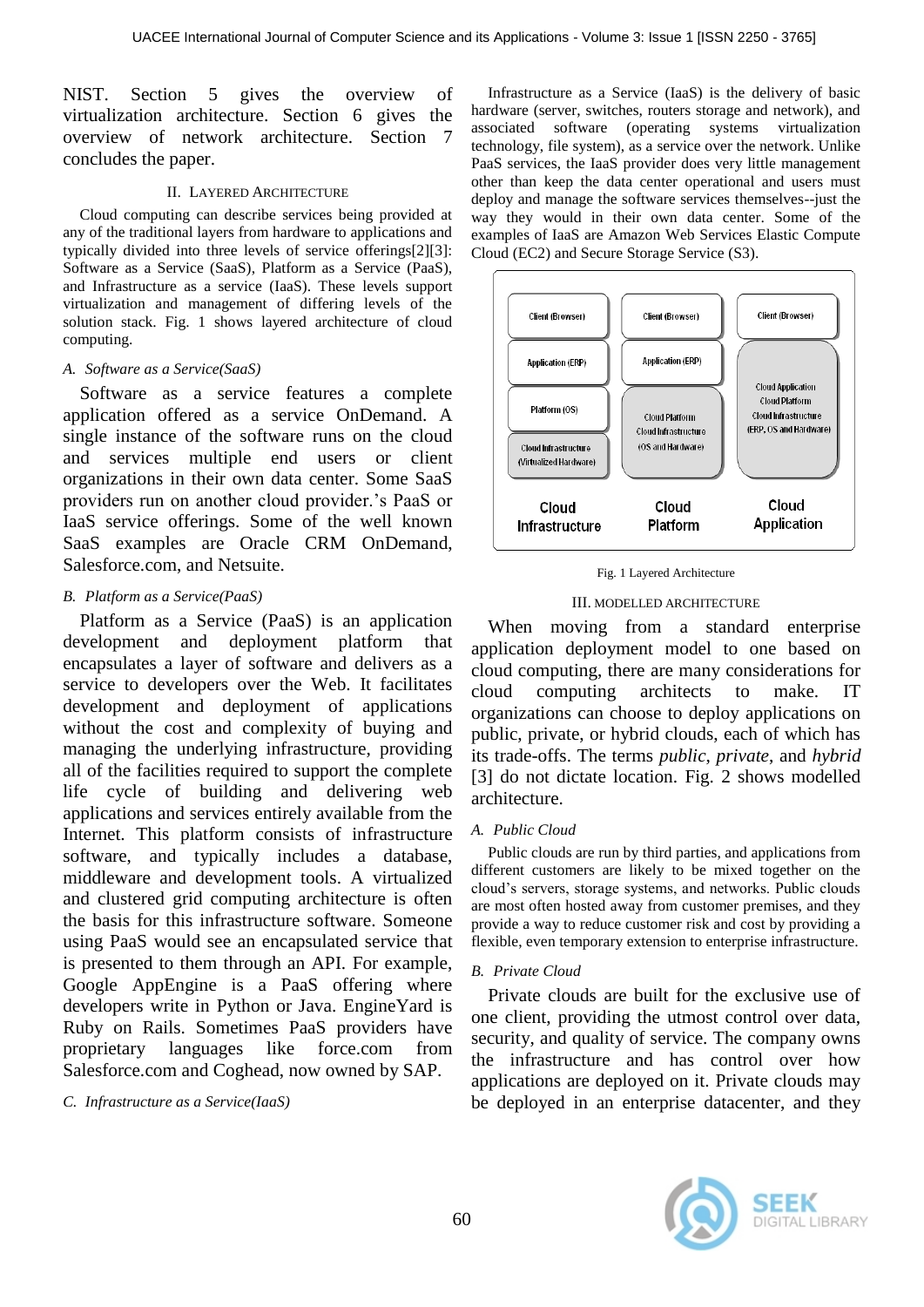NIST. Section 5 gives the overview of virtualization architecture. Section 6 gives the overview of network architecture. Section 7 concludes the paper.

## II. Layered Architecture

Cloud computing can describe services being provided at any of the traditional layers from hardware to applications and typically divided into three levels of service offerings[2][3]: Software as a Service (SaaS), Platform as a Service (PaaS), and Infrastructure as a service (IaaS). These levels support virtualization and management of differing levels of the solution stack. Fig. 1 shows layered architecture of cloud computing.

### *A. Software as a Service(SaaS)*

Software as a service features a complete application offered as a service OnDemand. A single instance of the software runs on the cloud and services multiple end users or client organizations in their own data center. Some SaaS providers run on another cloud provider.'s PaaS or IaaS service offerings. Some of the well known SaaS examples are Oracle CRM OnDemand, Salesforce.com, and Netsuite.

### *B. Platform as a Service(PaaS)*

Platform as a Service (PaaS) is an application development and deployment platform that encapsulates a layer of software and delivers as a service to developers over the Web. It facilitates development and deployment of applications without the cost and complexity of buying and managing the underlying infrastructure, providing all of the facilities required to support the complete life cycle of building and delivering web applications and services entirely available from the Internet. This platform consists of infrastructure software, and typically includes a database, middleware and development tools. A virtualized and clustered grid computing architecture is often the basis for this infrastructure software. Someone using PaaS would see an encapsulated service that is presented to them through an API. For example, Google AppEngine is a PaaS offering where developers write in Python or Java. EngineYard is Ruby on Rails. Sometimes PaaS providers have proprietary languages like force.com from Salesforce.com and Coghead, now owned by SAP.

### *C. Infrastructure as a Service(IaaS)*

Infrastructure as a Service (IaaS) is the delivery of basic hardware (server, switches, routers storage and network), and associated software (operating systems virtualization technology, file system), as a service over the network. Unlike PaaS services, the IaaS provider does very little management other than keep the data center operational and users must deploy and manage the software services themselves--just the way they would in their own data center. Some of the examples of IaaS are Amazon Web Services Elastic Compute Cloud (EC2) and Secure Storage Service (S3).

| Cloud Infrastructure | Cloud Platform | Cloud Application |
|---|---|---|
| Client (Browser) | Client (Browser) | Client (Browser) |
| Application (ERP) | Application (ERP) | Cloud Application, Cloud Platform, Cloud Infrastructure (ERP, OS and Hardware) |
| Platform (OS) | Cloud Platform, Cloud Infrastructure (OS and Hardware) | |
| Cloud Infrastructure (Virtualized Hardware) | | |

Fig. 1 Layered Architecture

## III. Modelled Architecture

When moving from a standard enterprise application deployment model to one based on cloud computing, there are many considerations for cloud computing architects to make. IT organizations can choose to deploy applications on public, private, or hybrid clouds, each of which has its trade-offs. The terms *public*, *private*, and *hybrid* [3] do not dictate location. Fig. 2 shows modelled architecture.

### *A. Public Cloud*

Public clouds are run by third parties, and applications from different customers are likely to be mixed together on the cloud's servers, storage systems, and networks. Public clouds are most often hosted away from customer premises, and they provide a way to reduce customer risk and cost by providing a flexible, even temporary extension to enterprise infrastructure.

### *B. Private Cloud*

Private clouds are built for the exclusive use of one client, providing the utmost control over data, security, and quality of service. The company owns the infrastructure and has control over how applications are deployed on it. Private clouds may be deployed in an enterprise datacenter, and they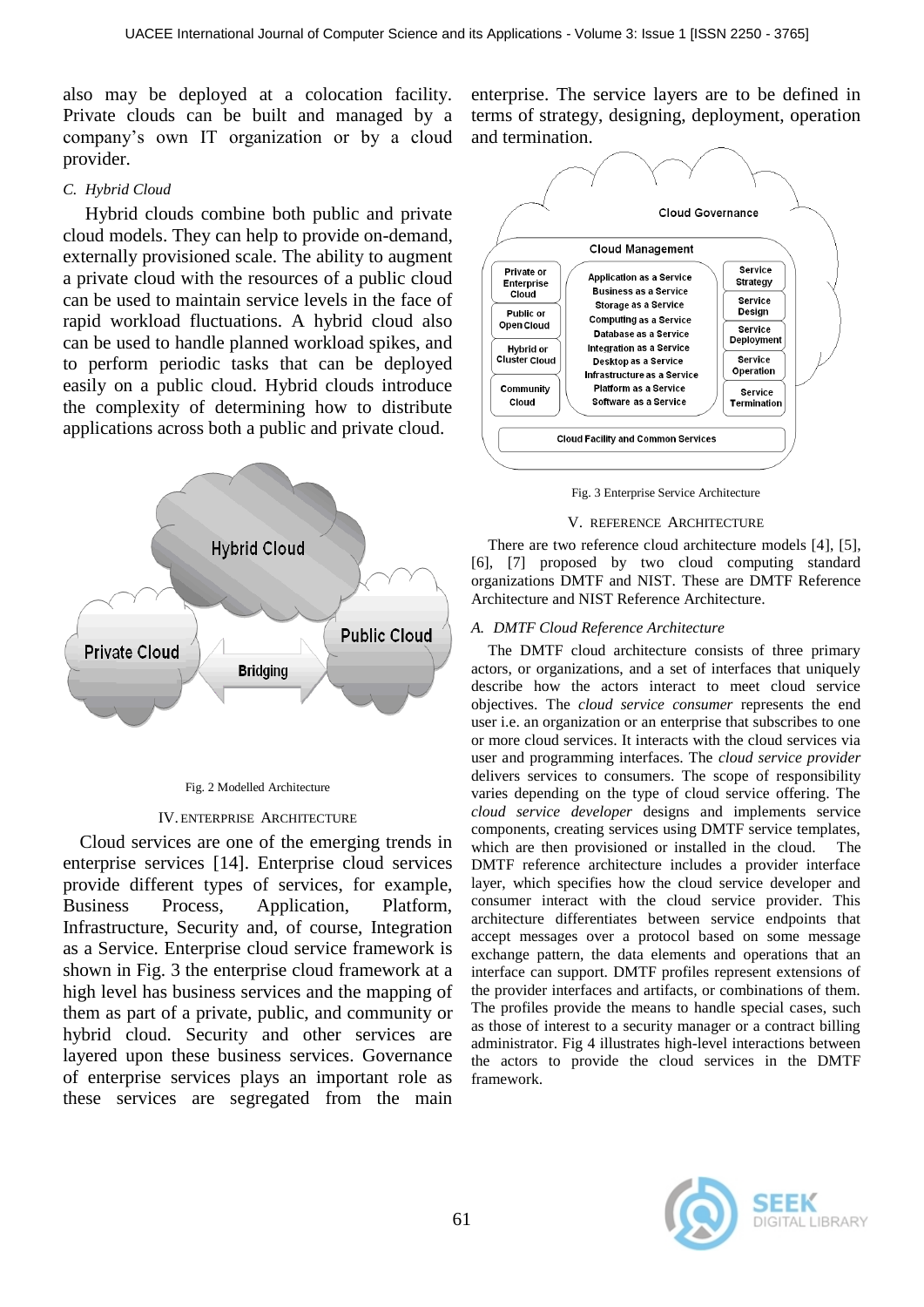also may be deployed at a colocation facility. Private clouds can be built and managed by a company's own IT organization or by a cloud provider.

*C. Hybrid Cloud*

Hybrid clouds combine both public and private cloud models. They can help to provide on-demand, externally provisioned scale. The ability to augment a private cloud with the resources of a public cloud can be used to maintain service levels in the face of rapid workload fluctuations. A hybrid cloud also can be used to handle planned workload spikes, and to perform periodic tasks that can be deployed easily on a public cloud. Hybrid clouds introduce the complexity of determining how to distribute applications across both a public and private cloud.

Fig. 2 Modelled Architecture

## IV. Enterprise Architecture

Cloud services are one of the emerging trends in enterprise services [14]. Enterprise cloud services provide different types of services, for example, Business Process, Application, Platform, Infrastructure, Security and, of course, Integration as a Service. Enterprise cloud service framework is shown in Fig. 3 the enterprise cloud framework at a high level has business services and the mapping of them as part of a private, public, and community or hybrid cloud. Security and other services are layered upon these business services. Governance of enterprise services plays an important role as these services are segregated from the main enterprise. The service layers are to be defined in terms of strategy, designing, deployment, operation and termination.

Fig. 3 Enterprise Service Architecture

## V. Reference Architecture

There are two reference cloud architecture models [4], [5], [6], [7] proposed by two cloud computing standard organizations DMTF and NIST. These are DMTF Reference Architecture and NIST Reference Architecture.

*A. DMTF Cloud Reference Architecture*

The DMTF cloud architecture consists of three primary actors, or organizations, and a set of interfaces that uniquely describe how the actors interact to meet cloud service objectives. The *cloud service consumer* represents the end user i.e. an organization or an enterprise that subscribes to one or more cloud services. It interacts with the cloud services via user and programming interfaces. The *cloud service provider* delivers services to consumers. The scope of responsibility varies depending on the type of cloud service offering. The *cloud service developer* designs and implements service components, creating services using DMTF service templates, which are then provisioned or installed in the cloud. The DMTF reference architecture includes a provider interface layer, which specifies how the cloud service developer and consumer interact with the cloud service provider. This architecture differentiates between service endpoints that accept messages over a protocol based on some message exchange pattern, the data elements and operations that an interface can support. DMTF profiles represent extensions of the provider interfaces and artifacts, or combinations of them. The profiles provide the means to handle special cases, such as those of interest to a security manager or a contract billing administrator. Fig 4 illustrates high-level interactions between the actors to provide the cloud services in the DMTF framework.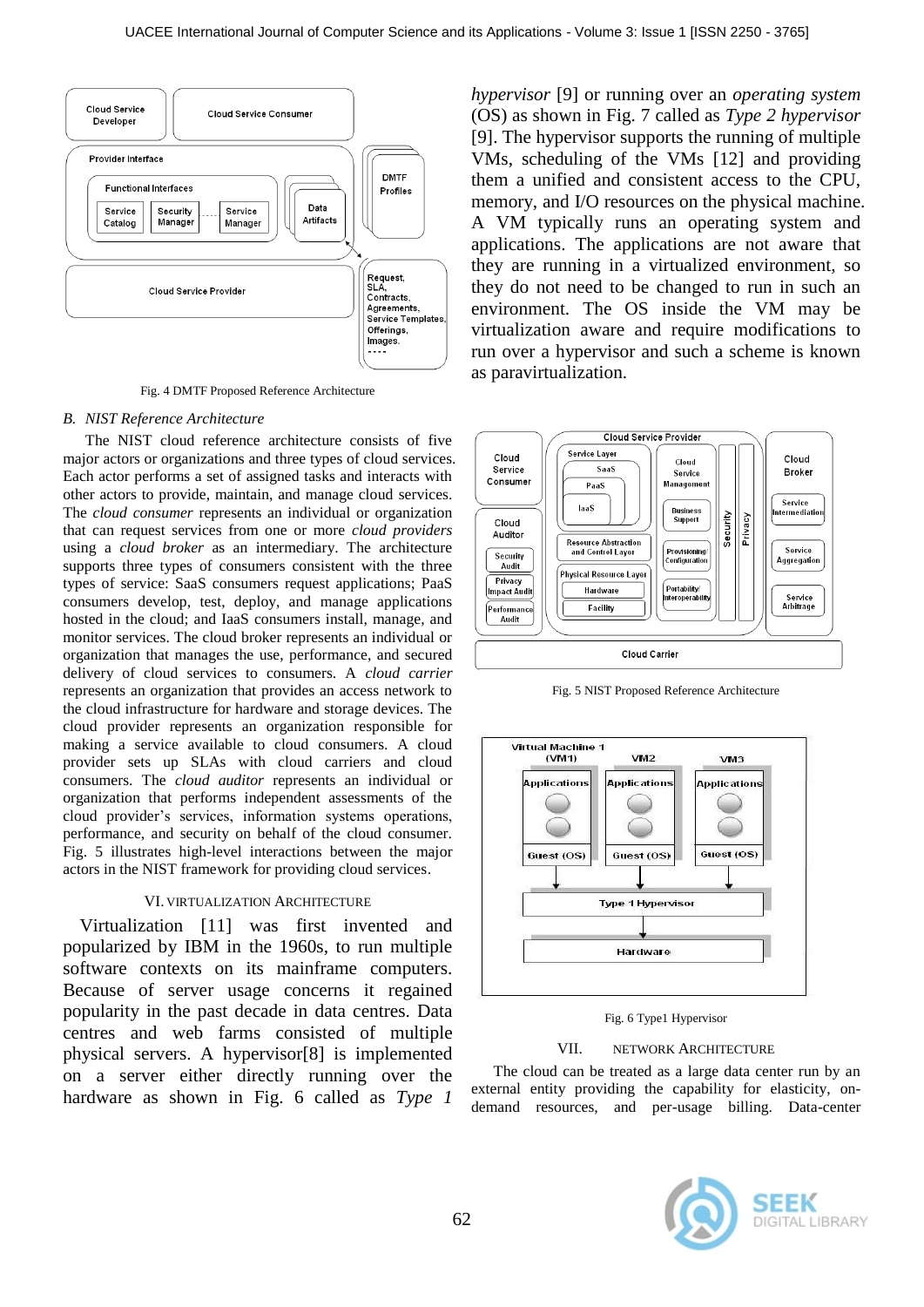Fig. 4 DMTF Proposed Reference Architecture

### B. *NIST Reference Architecture*

The NIST cloud reference architecture consists of five major actors or organizations and three types of cloud services. Each actor performs a set of assigned tasks and interacts with other actors to provide, maintain, and manage cloud services. The *cloud consumer* represents an individual or organization that can request services from one or more *cloud providers* using a *cloud broker* as an intermediary. The architecture supports three types of consumers consistent with the three types of service: SaaS consumers request applications; PaaS consumers develop, test, deploy, and manage applications hosted in the cloud; and IaaS consumers install, manage, and monitor services. The cloud broker represents an individual or organization that manages the use, performance, and secured delivery of cloud services to consumers. A *cloud carrier* represents an organization that provides an access network to the cloud infrastructure for hardware and storage devices. The cloud provider represents an organization responsible for making a service available to cloud consumers. A cloud provider sets up SLAs with cloud carriers and cloud consumers. The *cloud auditor* represents an individual or organization that performs independent assessments of the cloud provider's services, information systems operations, performance, and security on behalf of the cloud consumer. Fig. 5 illustrates high-level interactions between the major actors in the NIST framework for providing cloud services.

## VI. Virtualization Architecture

Virtualization [11] was first invented and popularized by IBM in the 1960s, to run multiple software contexts on its mainframe computers. Because of server usage concerns it regained popularity in the past decade in data centres. Data centres and web farms consisted of multiple physical servers. A hypervisor[8] is implemented on a server either directly running over the hardware as shown in Fig. 6 called as *Type 1 hypervisor* [9] or running over an *operating system* (OS) as shown in Fig. 7 called as *Type 2 hypervisor* [9]. The hypervisor supports the running of multiple VMs, scheduling of the VMs [12] and providing them a unified and consistent access to the CPU, memory, and I/O resources on the physical machine. A VM typically runs an operating system and applications. The applications are not aware that they are running in a virtualized environment, so they do not need to be changed to run in such an environment. The OS inside the VM may be virtualization aware and require modifications to run over a hypervisor and such a scheme is known as paravirtualization.

Fig. 5 NIST Proposed Reference Architecture

Fig. 6 Type1 Hypervisor

## VII. Network Architecture

The cloud can be treated as a large data center run by an external entity providing the capability for elasticity, on-demand resources, and per-usage billing. Data-center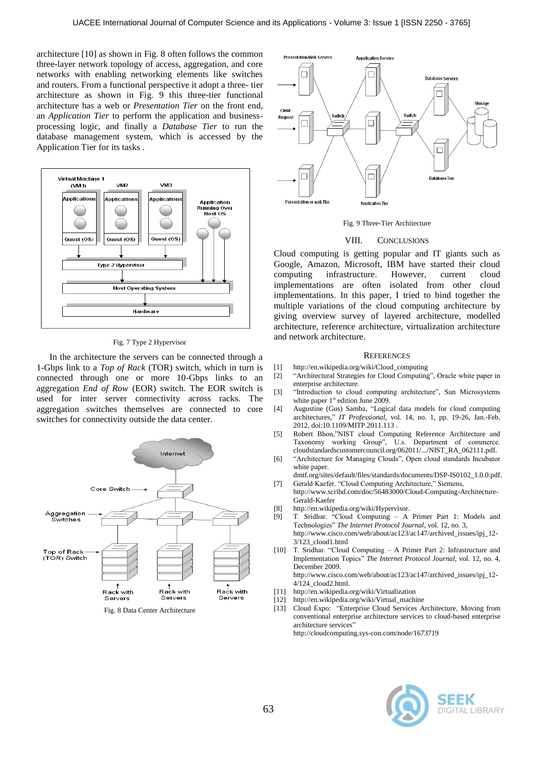architecture [10] as shown in Fig. 8 often follows the common three-layer network topology of access, aggregation, and core networks with enabling networking elements like switches and routers. From a functional perspective it adopt a three- tier architecture as shown in Fig. 9 this three-tier functional architecture has a web or *Presentation Tier* on the front end, an *Application Tier* to perform the application and business-processing logic, and finally a *Database Tier* to run the database management system, which is accessed by the Application Tier for its tasks .

Virtual Machine 1 (VM1)
VM2
VM3
Applications
Applications
Applications
Guest (OS)
Guest (OS)
Guest (OS)
Application Running Over Host OS
Type 2 Hypervisor
Host Operating System
Hardware

Fig. 7 Type 2 Hypervisor

In the architecture the servers can be connected through a 1-Gbps link to a *Top of Rack* (TOR) switch, which in turn is connected through one or more 10-Gbps links to an aggregation *End of Row* (EOR) switch. The EOR switch is used for inter server connectivity across racks. The aggregation switches themselves are connected to core switches for connectivity outside the data center.

Internet
Core Switch
Aggregation Switches
Top of Rack (TOR) Switch
Rack with Servers
Rack with Servers
Rack with Servers

Fig. 8 Data Center Architecture

Presentation/Web Servers
Application Servers
Database Servers
Storage
Client Request
Switch
Switch
Database Tier
Persentation or web Tier
Application Tier

Fig. 9 Three-Tier Architecture

## VIII. Conclusions

Cloud computing is getting popular and IT giants such as Google, Amazon, Microsoft, IBM have started their cloud computing infrastructure. However, current cloud implementations are often isolated from other cloud implementations. In this paper, I tried to bind together the multiple variations of the cloud computing architecture by giving overview survey of layered architecture, modelled architecture, reference architecture, virtualization architecture and network architecture.

## References

[1] http://en.wikipedia.org/wiki/Cloud_computing

[2] "Architectural Strategies for Cloud Computing", Oracle white paper in enterprise architecture.

[3] "Introduction to cloud computing architecture", Sun Microsystems white paper 1st edition June 2009.

[4] Augustine (Gus) Samba, "Logical data models for cloud computing architectures," *IT Professional*, vol. 14, no. 1, pp. 19-26, Jan.-Feb. 2012, doi:10.1109/MITP.2011.113 .

[5] Robert Bhon,"NIST cloud Computing Reference Architecture and Taxonomy working Group", U.s. Department of commerce. cloudstandardscustomercouncil.org/062011/.../NIST_RA_062111.pdf.

[6] "Architecture for Managing Clouds", Open cloud standards Incubator white paper. dmtf.org/sites/default/files/standards/documents/DSP-IS0102_1.0.0.pdf.

[7] Gerald Kaefer. "Cloud Computing Architecture," Siemens, http://www.scribd.com/doc/56483000/Cloud-Computing-Architecture-Gerald-Kaefer

[8] http://en.wikipedia.org/wiki/Hypervisor.

[9] T. Sridhar. "Cloud Computing – A Primer Part 1: Models and Technologies" *The Internet Protocol Journal*, vol. 12, no. 3, http://www.cisco.com/web/about/ac123/ac147/archived_issues/ipj_12-3/123_cloud1.html

[10] T. Sridhar. "Cloud Computing – A Primer Part 2: Infrastructure and Implementation Topics" *The Internet Protocol Journal*, vol. 12, no. 4, December 2009. http://www.cisco.com/web/about/ac123/ac147/archived_issues/ipj_12-4/124_cloud2.html.

[11] http://en.wikipedia.org/wiki/Virtualization

[12] http://en.wikipedia.org/wiki/Virtual_machine

[13] Cloud Expo: "Enterprise Cloud Services Architecture, Moving from conventional enterprise architecture services to cloud-based enterprise architecture services" http://cloudcomputing.sys-con.com/node/1673719